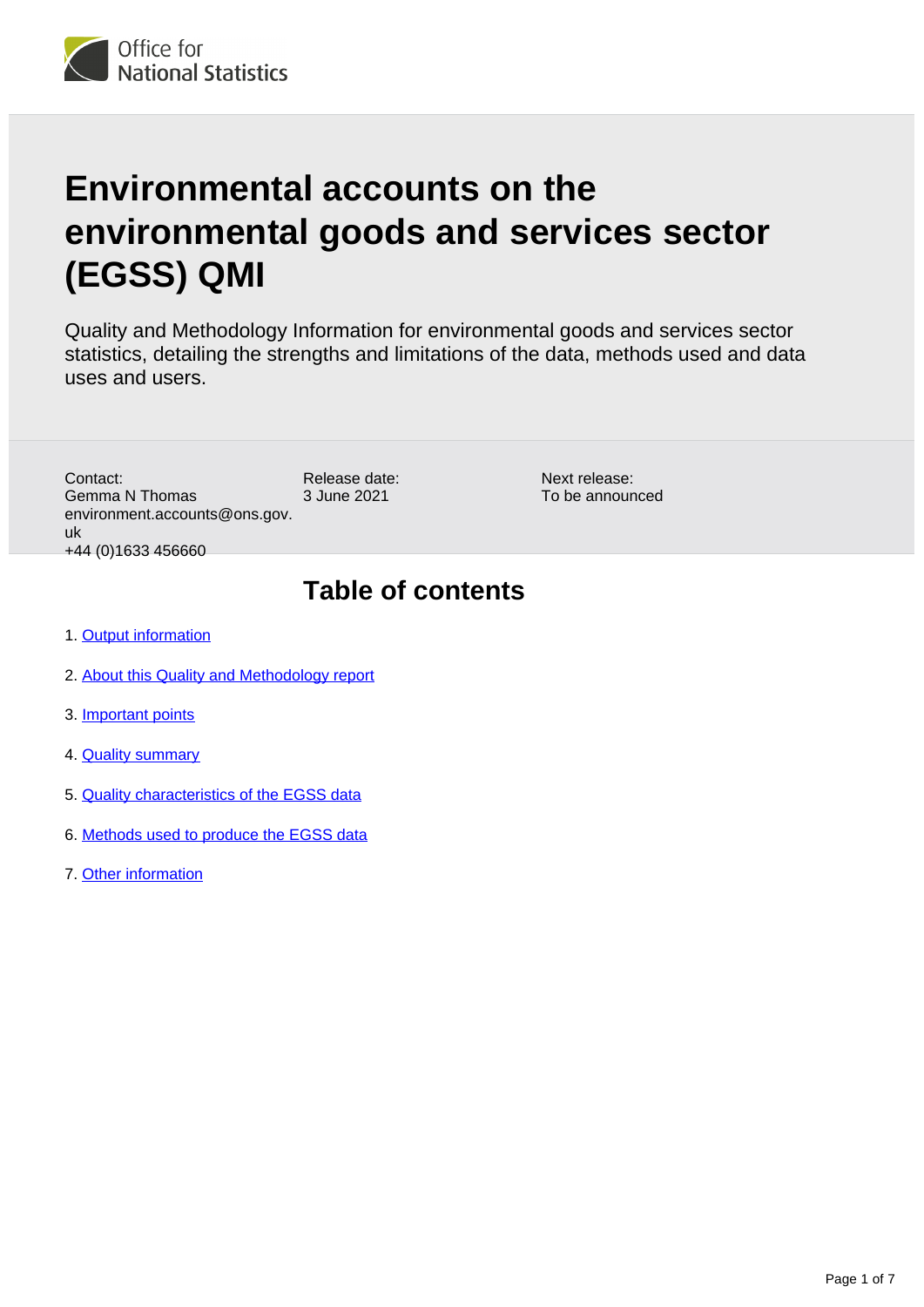# Environmental accounts on the environmental goods and services sector (EGSS) QMI

Quality and Methodology Information for environmental goods and services sector statistics, detailing the strengths and limitations of the data, methods used and data uses and users.

Contact:
Gemma N Thomas
environment.accounts@ons.gov.uk
+44 (0)1633 456660

Release date:
3 June 2021

Next release:
To be announced

## Table of contents

1. Output information
2. About this Quality and Methodology report
3. Important points
4. Quality summary
5. Quality characteristics of the EGSS data
6. Methods used to produce the EGSS data
7. Other information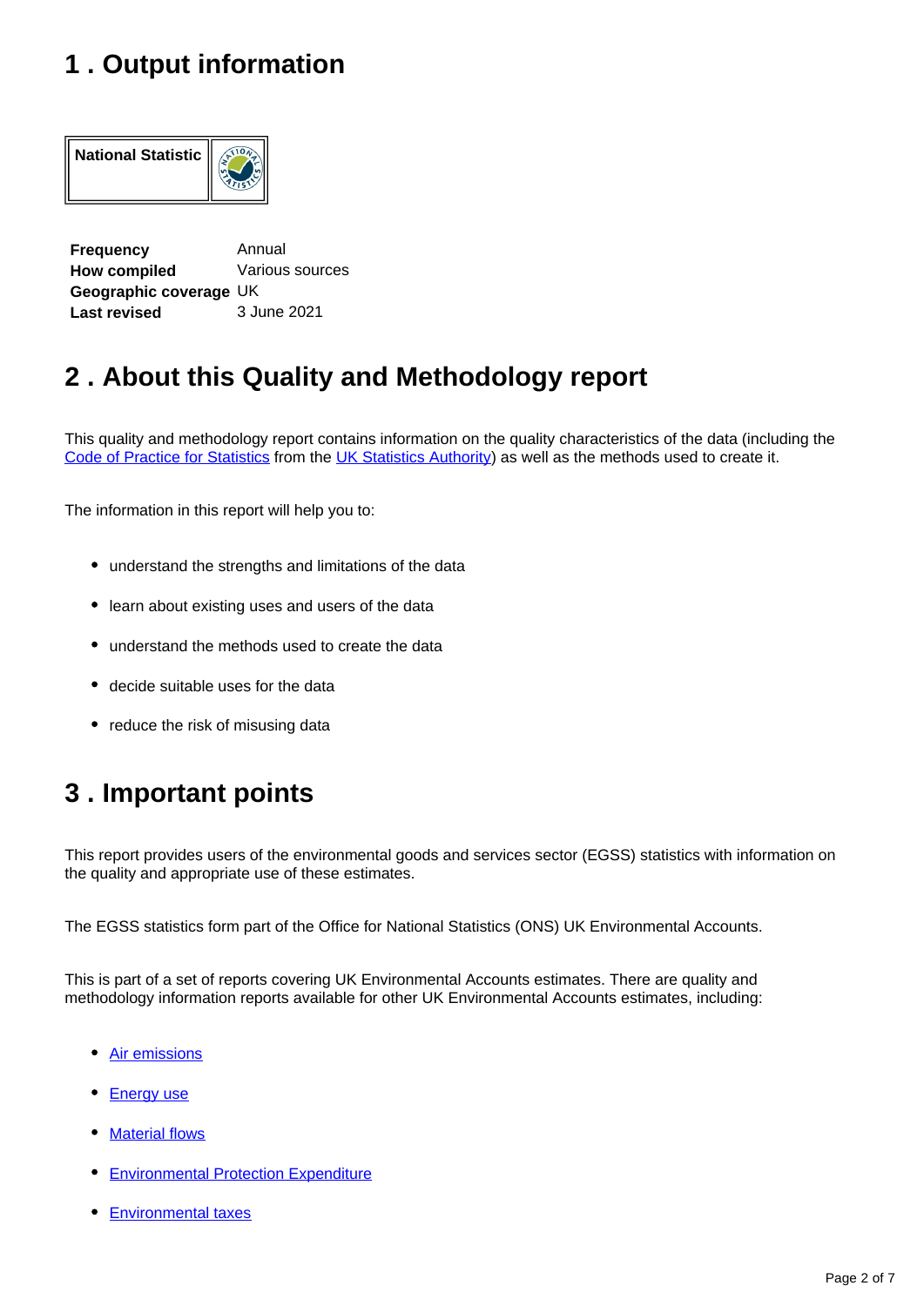## 1 . Output information

| National Statistic | |
|---|---|

| | |
|---|---|
| **Frequency** | Annual |
| **How compiled** | Various sources |
| **Geographic coverage** | UK |
| **Last revised** | 3 June 2021 |

## 2 . About this Quality and Methodology report

This quality and methodology report contains information on the quality characteristics of the data (including the Code of Practice for Statistics from the UK Statistics Authority) as well as the methods used to create it.

The information in this report will help you to:

- understand the strengths and limitations of the data
- learn about existing uses and users of the data
- understand the methods used to create the data
- decide suitable uses for the data
- reduce the risk of misusing data

## 3 . Important points

This report provides users of the environmental goods and services sector (EGSS) statistics with information on the quality and appropriate use of these estimates.

The EGSS statistics form part of the Office for National Statistics (ONS) UK Environmental Accounts.

This is part of a set of reports covering UK Environmental Accounts estimates. There are quality and methodology information reports available for other UK Environmental Accounts estimates, including:

- Air emissions
- Energy use
- Material flows
- Environmental Protection Expenditure
- Environmental taxes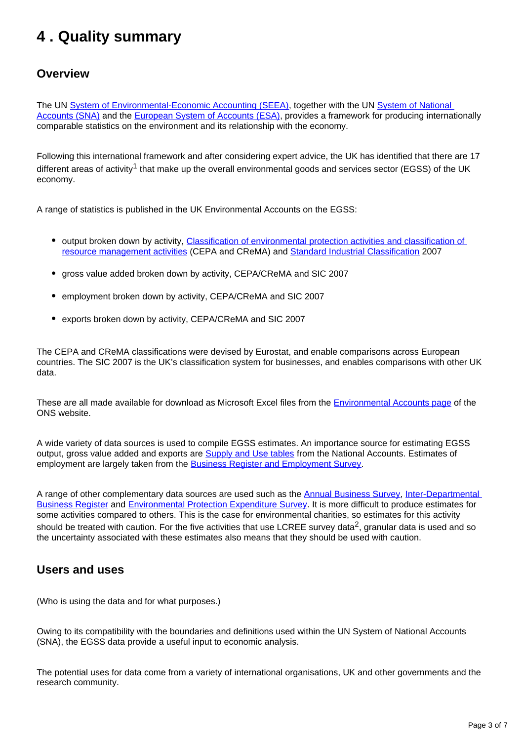## 4 . Quality summary

### Overview

The UN System of Environmental-Economic Accounting (SEEA), together with the UN System of National Accounts (SNA) and the European System of Accounts (ESA), provides a framework for producing internationally comparable statistics on the environment and its relationship with the economy.

Following this international framework and after considering expert advice, the UK has identified that there are 17 different areas of activity[1] that make up the overall environmental goods and services sector (EGSS) of the UK economy.

A range of statistics is published in the UK Environmental Accounts on the EGSS:

- output broken down by activity, Classification of environmental protection activities and classification of resource management activities (CEPA and CReMA) and Standard Industrial Classification 2007
- gross value added broken down by activity, CEPA/CReMA and SIC 2007
- employment broken down by activity, CEPA/CReMA and SIC 2007
- exports broken down by activity, CEPA/CReMA and SIC 2007

The CEPA and CReMA classifications were devised by Eurostat, and enable comparisons across European countries. The SIC 2007 is the UK's classification system for businesses, and enables comparisons with other UK data.

These are all made available for download as Microsoft Excel files from the Environmental Accounts page of the ONS website.

A wide variety of data sources is used to compile EGSS estimates. An importance source for estimating EGSS output, gross value added and exports are Supply and Use tables from the National Accounts. Estimates of employment are largely taken from the Business Register and Employment Survey.

A range of other complementary data sources are used such as the Annual Business Survey, Inter-Departmental Business Register and Environmental Protection Expenditure Survey. It is more difficult to produce estimates for some activities compared to others. This is the case for environmental charities, so estimates for this activity should be treated with caution. For the five activities that use LCREE survey data[2], granular data is used and so the uncertainty associated with these estimates also means that they should be used with caution.

### Users and uses

(Who is using the data and for what purposes.)

Owing to its compatibility with the boundaries and definitions used within the UN System of National Accounts (SNA), the EGSS data provide a useful input to economic analysis.

The potential uses for data come from a variety of international organisations, UK and other governments and the research community.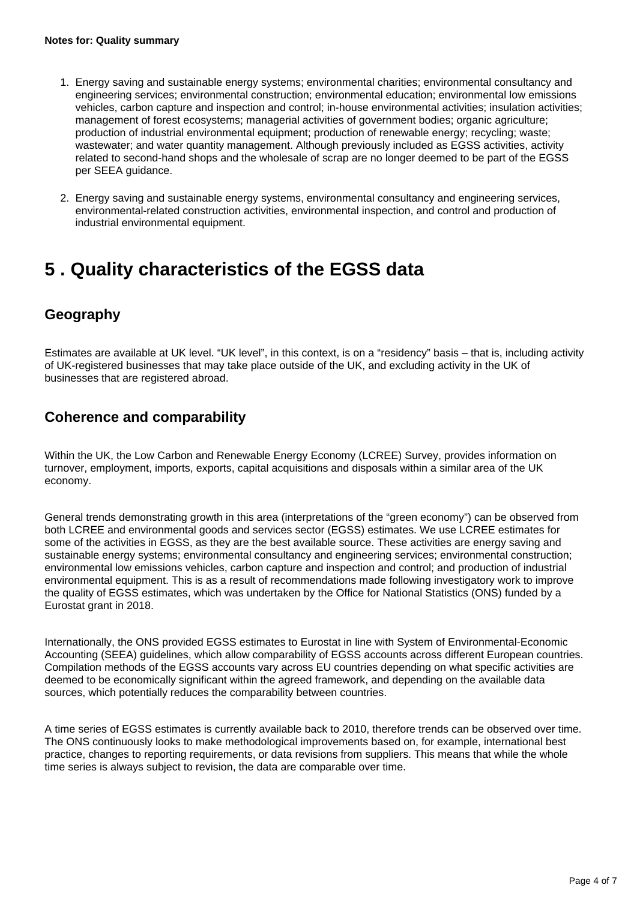**Notes for: Quality summary**

1. Energy saving and sustainable energy systems; environmental charities; environmental consultancy and engineering services; environmental construction; environmental education; environmental low emissions vehicles, carbon capture and inspection and control; in-house environmental activities; insulation activities; management of forest ecosystems; managerial activities of government bodies; organic agriculture; production of industrial environmental equipment; production of renewable energy; recycling; waste; wastewater; and water quantity management. Although previously included as EGSS activities, activity related to second-hand shops and the wholesale of scrap are no longer deemed to be part of the EGSS per SEEA guidance.

2. Energy saving and sustainable energy systems, environmental consultancy and engineering services, environmental-related construction activities, environmental inspection, and control and production of industrial environmental equipment.

# 5 . Quality characteristics of the EGSS data

## Geography

Estimates are available at UK level. “UK level”, in this context, is on a “residency” basis – that is, including activity of UK-registered businesses that may take place outside of the UK, and excluding activity in the UK of businesses that are registered abroad.

## Coherence and comparability

Within the UK, the Low Carbon and Renewable Energy Economy (LCREE) Survey, provides information on turnover, employment, imports, exports, capital acquisitions and disposals within a similar area of the UK economy.

General trends demonstrating growth in this area (interpretations of the “green economy”) can be observed from both LCREE and environmental goods and services sector (EGSS) estimates. We use LCREE estimates for some of the activities in EGSS, as they are the best available source. These activities are energy saving and sustainable energy systems; environmental consultancy and engineering services; environmental construction; environmental low emissions vehicles, carbon capture and inspection and control; and production of industrial environmental equipment. This is as a result of recommendations made following investigatory work to improve the quality of EGSS estimates, which was undertaken by the Office for National Statistics (ONS) funded by a Eurostat grant in 2018.

Internationally, the ONS provided EGSS estimates to Eurostat in line with System of Environmental-Economic Accounting (SEEA) guidelines, which allow comparability of EGSS accounts across different European countries. Compilation methods of the EGSS accounts vary across EU countries depending on what specific activities are deemed to be economically significant within the agreed framework, and depending on the available data sources, which potentially reduces the comparability between countries.

A time series of EGSS estimates is currently available back to 2010, therefore trends can be observed over time. The ONS continuously looks to make methodological improvements based on, for example, international best practice, changes to reporting requirements, or data revisions from suppliers. This means that while the whole time series is always subject to revision, the data are comparable over time.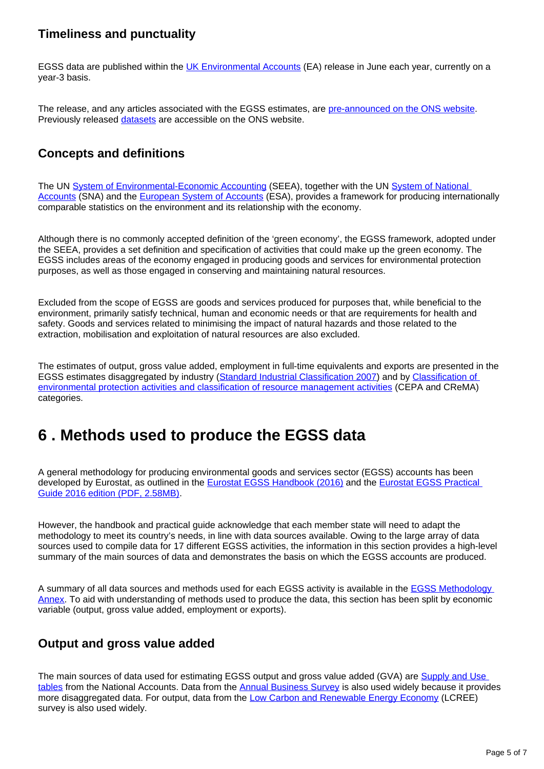### Timeliness and punctuality

EGSS data are published within the UK Environmental Accounts (EA) release in June each year, currently on a year-3 basis.

The release, and any articles associated with the EGSS estimates, are pre-announced on the ONS website. Previously released datasets are accessible on the ONS website.

### Concepts and definitions

The UN System of Environmental-Economic Accounting (SEEA), together with the UN System of National Accounts (SNA) and the European System of Accounts (ESA), provides a framework for producing internationally comparable statistics on the environment and its relationship with the economy.

Although there is no commonly accepted definition of the 'green economy', the EGSS framework, adopted under the SEEA, provides a set definition and specification of activities that could make up the green economy. The EGSS includes areas of the economy engaged in producing goods and services for environmental protection purposes, as well as those engaged in conserving and maintaining natural resources.

Excluded from the scope of EGSS are goods and services produced for purposes that, while beneficial to the environment, primarily satisfy technical, human and economic needs or that are requirements for health and safety. Goods and services related to minimising the impact of natural hazards and those related to the extraction, mobilisation and exploitation of natural resources are also excluded.

The estimates of output, gross value added, employment in full-time equivalents and exports are presented in the EGSS estimates disaggregated by industry (Standard Industrial Classification 2007) and by Classification of environmental protection activities and classification of resource management activities (CEPA and CReMA) categories.

## 6 . Methods used to produce the EGSS data

A general methodology for producing environmental goods and services sector (EGSS) accounts has been developed by Eurostat, as outlined in the Eurostat EGSS Handbook (2016) and the Eurostat EGSS Practical Guide 2016 edition (PDF, 2.58MB).

However, the handbook and practical guide acknowledge that each member state will need to adapt the methodology to meet its country's needs, in line with data sources available. Owing to the large array of data sources used to compile data for 17 different EGSS activities, the information in this section provides a high-level summary of the main sources of data and demonstrates the basis on which the EGSS accounts are produced.

A summary of all data sources and methods used for each EGSS activity is available in the EGSS Methodology Annex. To aid with understanding of methods used to produce the data, this section has been split by economic variable (output, gross value added, employment or exports).

### Output and gross value added

The main sources of data used for estimating EGSS output and gross value added (GVA) are Supply and Use tables from the National Accounts. Data from the Annual Business Survey is also used widely because it provides more disaggregated data. For output, data from the Low Carbon and Renewable Energy Economy (LCREE) survey is also used widely.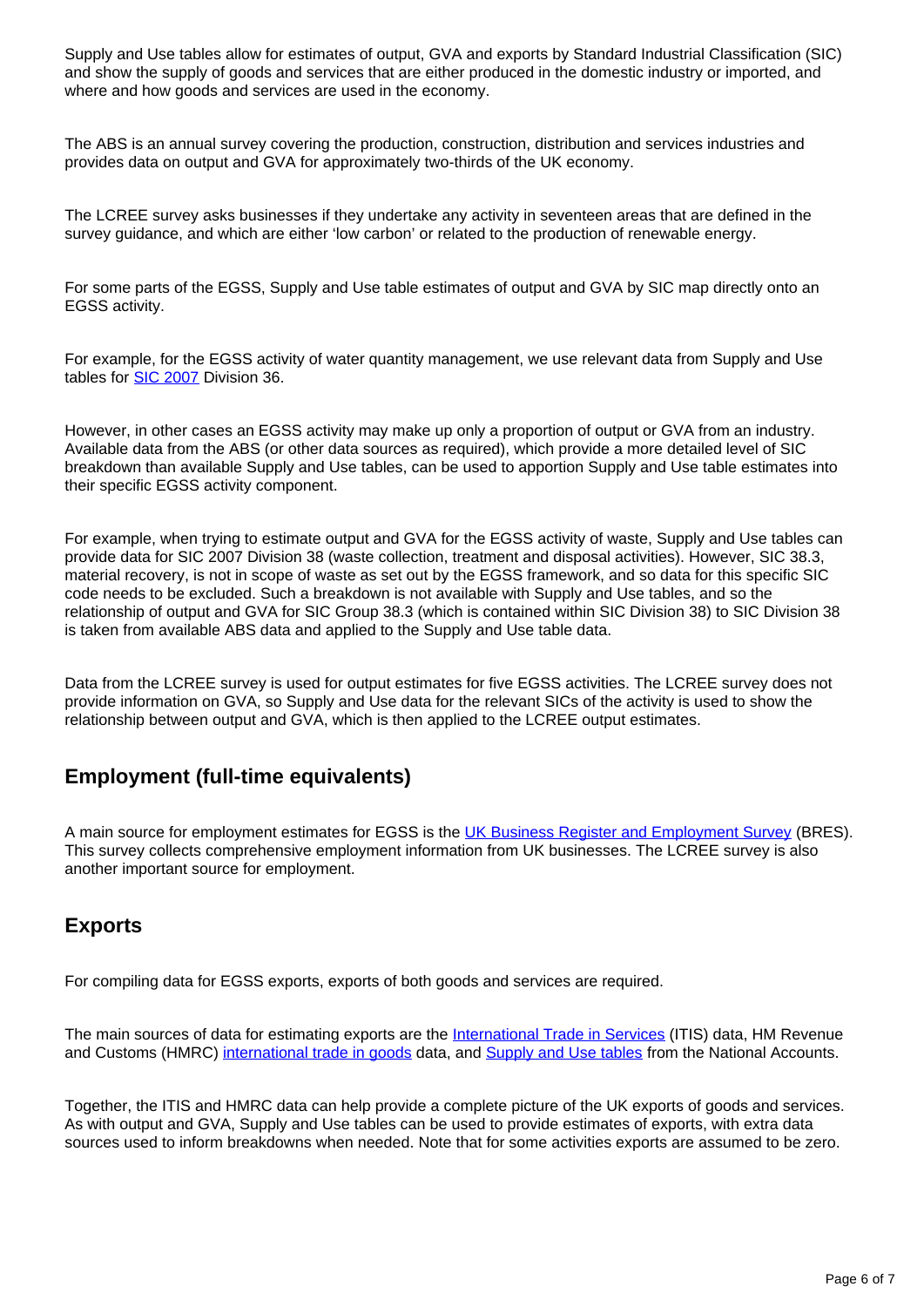Supply and Use tables allow for estimates of output, GVA and exports by Standard Industrial Classification (SIC) and show the supply of goods and services that are either produced in the domestic industry or imported, and where and how goods and services are used in the economy.

The ABS is an annual survey covering the production, construction, distribution and services industries and provides data on output and GVA for approximately two-thirds of the UK economy.

The LCREE survey asks businesses if they undertake any activity in seventeen areas that are defined in the survey guidance, and which are either 'low carbon' or related to the production of renewable energy.

For some parts of the EGSS, Supply and Use table estimates of output and GVA by SIC map directly onto an EGSS activity.

For example, for the EGSS activity of water quantity management, we use relevant data from Supply and Use tables for SIC 2007 Division 36.

However, in other cases an EGSS activity may make up only a proportion of output or GVA from an industry. Available data from the ABS (or other data sources as required), which provide a more detailed level of SIC breakdown than available Supply and Use tables, can be used to apportion Supply and Use table estimates into their specific EGSS activity component.

For example, when trying to estimate output and GVA for the EGSS activity of waste, Supply and Use tables can provide data for SIC 2007 Division 38 (waste collection, treatment and disposal activities). However, SIC 38.3, material recovery, is not in scope of waste as set out by the EGSS framework, and so data for this specific SIC code needs to be excluded. Such a breakdown is not available with Supply and Use tables, and so the relationship of output and GVA for SIC Group 38.3 (which is contained within SIC Division 38) to SIC Division 38 is taken from available ABS data and applied to the Supply and Use table data.

Data from the LCREE survey is used for output estimates for five EGSS activities. The LCREE survey does not provide information on GVA, so Supply and Use data for the relevant SICs of the activity is used to show the relationship between output and GVA, which is then applied to the LCREE output estimates.

## Employment (full-time equivalents)

A main source for employment estimates for EGSS is the UK Business Register and Employment Survey (BRES). This survey collects comprehensive employment information from UK businesses. The LCREE survey is also another important source for employment.

## Exports

For compiling data for EGSS exports, exports of both goods and services are required.

The main sources of data for estimating exports are the International Trade in Services (ITIS) data, HM Revenue and Customs (HMRC) international trade in goods data, and Supply and Use tables from the National Accounts.

Together, the ITIS and HMRC data can help provide a complete picture of the UK exports of goods and services. As with output and GVA, Supply and Use tables can be used to provide estimates of exports, with extra data sources used to inform breakdowns when needed. Note that for some activities exports are assumed to be zero.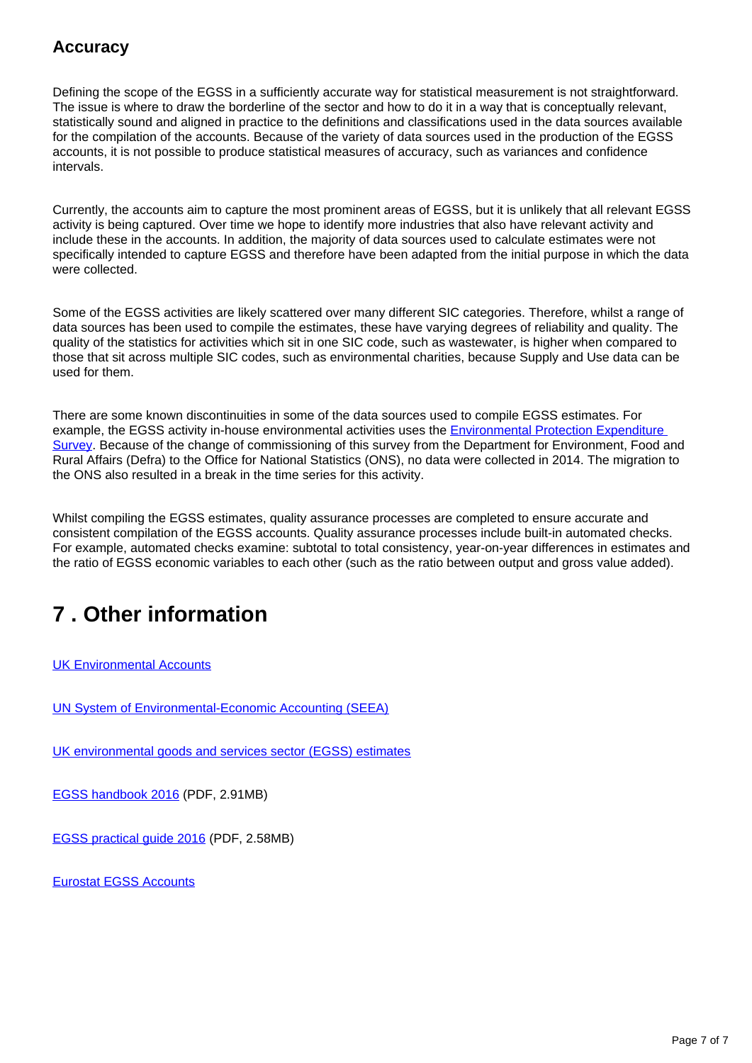### Accuracy

Defining the scope of the EGSS in a sufficiently accurate way for statistical measurement is not straightforward. The issue is where to draw the borderline of the sector and how to do it in a way that is conceptually relevant, statistically sound and aligned in practice to the definitions and classifications used in the data sources available for the compilation of the accounts. Because of the variety of data sources used in the production of the EGSS accounts, it is not possible to produce statistical measures of accuracy, such as variances and confidence intervals.

Currently, the accounts aim to capture the most prominent areas of EGSS, but it is unlikely that all relevant EGSS activity is being captured. Over time we hope to identify more industries that also have relevant activity and include these in the accounts. In addition, the majority of data sources used to calculate estimates were not specifically intended to capture EGSS and therefore have been adapted from the initial purpose in which the data were collected.

Some of the EGSS activities are likely scattered over many different SIC categories. Therefore, whilst a range of data sources has been used to compile the estimates, these have varying degrees of reliability and quality. The quality of the statistics for activities which sit in one SIC code, such as wastewater, is higher when compared to those that sit across multiple SIC codes, such as environmental charities, because Supply and Use data can be used for them.

There are some known discontinuities in some of the data sources used to compile EGSS estimates. For example, the EGSS activity in-house environmental activities uses the Environmental Protection Expenditure Survey. Because of the change of commissioning of this survey from the Department for Environment, Food and Rural Affairs (Defra) to the Office for National Statistics (ONS), no data were collected in 2014. The migration to the ONS also resulted in a break in the time series for this activity.

Whilst compiling the EGSS estimates, quality assurance processes are completed to ensure accurate and consistent compilation of the EGSS accounts. Quality assurance processes include built-in automated checks. For example, automated checks examine: subtotal to total consistency, year-on-year differences in estimates and the ratio of EGSS economic variables to each other (such as the ratio between output and gross value added).

## 7 . Other information

UK Environmental Accounts

UN System of Environmental-Economic Accounting (SEEA)

UK environmental goods and services sector (EGSS) estimates

EGSS handbook 2016 (PDF, 2.91MB)

EGSS practical guide 2016 (PDF, 2.58MB)

Eurostat EGSS Accounts